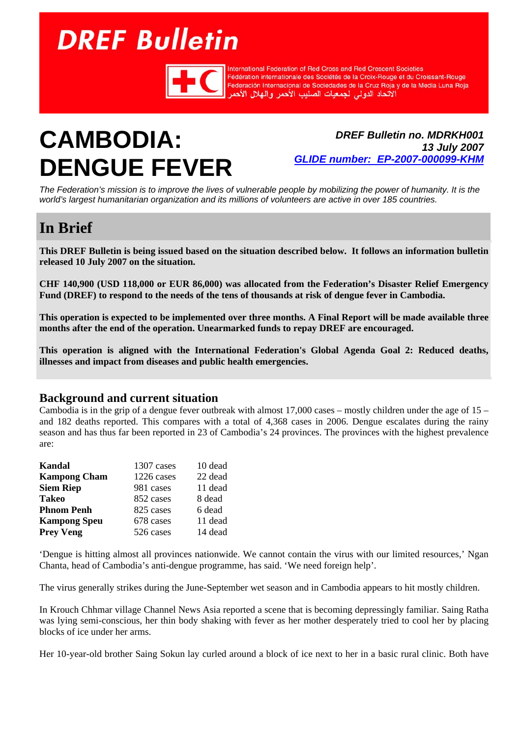# DREF Bulletin

International Federation of Red Cross and Red Crescent Societies
Fédération internationale des Sociétés de la Croix-Rouge et du Croissant-Rouge
Federación Internacional de Sociedades de la Cruz Roja y de la Media Luna Roja
الاتحاد الدولي لجمعيات الصليب الأحمر والهلال الأحمر

# CAMBODIA: DENGUE FEVER

***DREF Bulletin no. MDRKH001***
***13 July 2007***
***GLIDE number: EP-2007-000099-KHM***

*The Federation's mission is to improve the lives of vulnerable people by mobilizing the power of humanity. It is the world's largest humanitarian organization and its millions of volunteers are active in over 185 countries.*

## In Brief

**This DREF Bulletin is being issued based on the situation described below. It follows an information bulletin released 10 July 2007 on the situation.**

**CHF 140,900 (USD 118,000 or EUR 86,000) was allocated from the Federation's Disaster Relief Emergency Fund (DREF) to respond to the needs of the tens of thousands at risk of dengue fever in Cambodia.**

**This operation is expected to be implemented over three months. A Final Report will be made available three months after the end of the operation. Unearmarked funds to repay DREF are encouraged.**

**This operation is aligned with the International Federation's Global Agenda Goal 2: Reduced deaths, illnesses and impact from diseases and public health emergencies.**

### Background and current situation

Cambodia is in the grip of a dengue fever outbreak with almost 17,000 cases – mostly children under the age of 15 – and 182 deaths reported. This compares with a total of 4,368 cases in 2006. Dengue escalates during the rainy season and has thus far been reported in 23 of Cambodia's 24 provinces. The provinces with the highest prevalence are:

| Province | Cases | Dead |
|---|---|---|
| **Kandal** | 1307 cases | 10 dead |
| **Kampong Cham** | 1226 cases | 22 dead |
| **Siem Riep** | 981 cases | 11 dead |
| **Takeo** | 852 cases | 8 dead |
| **Phnom Penh** | 825 cases | 6 dead |
| **Kampong Speu** | 678 cases | 11 dead |
| **Prey Veng** | 526 cases | 14 dead |

'Dengue is hitting almost all provinces nationwide. We cannot contain the virus with our limited resources,' Ngan Chanta, head of Cambodia's anti-dengue programme, has said. 'We need foreign help'.

The virus generally strikes during the June-September wet season and in Cambodia appears to hit mostly children.

In Krouch Chhmar village Channel News Asia reported a scene that is becoming depressingly familiar. Saing Ratha was lying semi-conscious, her thin body shaking with fever as her mother desperately tried to cool her by placing blocks of ice under her arms.

Her 10-year-old brother Saing Sokun lay curled around a block of ice next to her in a basic rural clinic. Both have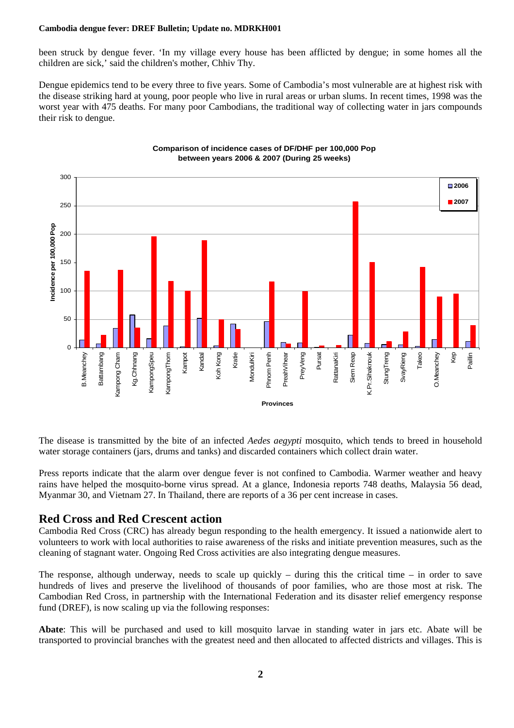been struck by dengue fever. 'In my village every house has been afflicted by dengue; in some homes all the children are sick,' said the children's mother, Chhiv Thy.

Dengue epidemics tend to be every three to five years. Some of Cambodia's most vulnerable are at highest risk with the disease striking hard at young, poor people who live in rural areas or urban slums. In recent times, 1998 was the worst year with 475 deaths. For many poor Cambodians, the traditional way of collecting water in jars compounds their risk to dengue.

**Comparison of incidence cases of DF/DHF per 100,000 Pop between years 2006 & 2007 (During 25 weeks)**

The disease is transmitted by the bite of an infected *Aedes aegypti* mosquito, which tends to breed in household water storage containers (jars, drums and tanks) and discarded containers which collect drain water.

Press reports indicate that the alarm over dengue fever is not confined to Cambodia. Warmer weather and heavy rains have helped the mosquito-borne virus spread. At a glance, Indonesia reports 748 deaths, Malaysia 56 dead, Myanmar 30, and Vietnam 27. In Thailand, there are reports of a 36 per cent increase in cases.

## Red Cross and Red Crescent action

Cambodia Red Cross (CRC) has already begun responding to the health emergency. It issued a nationwide alert to volunteers to work with local authorities to raise awareness of the risks and initiate prevention measures, such as the cleaning of stagnant water. Ongoing Red Cross activities are also integrating dengue measures.

The response, although underway, needs to scale up quickly – during this the critical time – in order to save hundreds of lives and preserve the livelihood of thousands of poor families, who are those most at risk. The Cambodian Red Cross, in partnership with the International Federation and its disaster relief emergency response fund (DREF), is now scaling up via the following responses:

**Abate**: This will be purchased and used to kill mosquito larvae in standing water in jars etc. Abate will be transported to provincial branches with the greatest need and then allocated to affected districts and villages. This is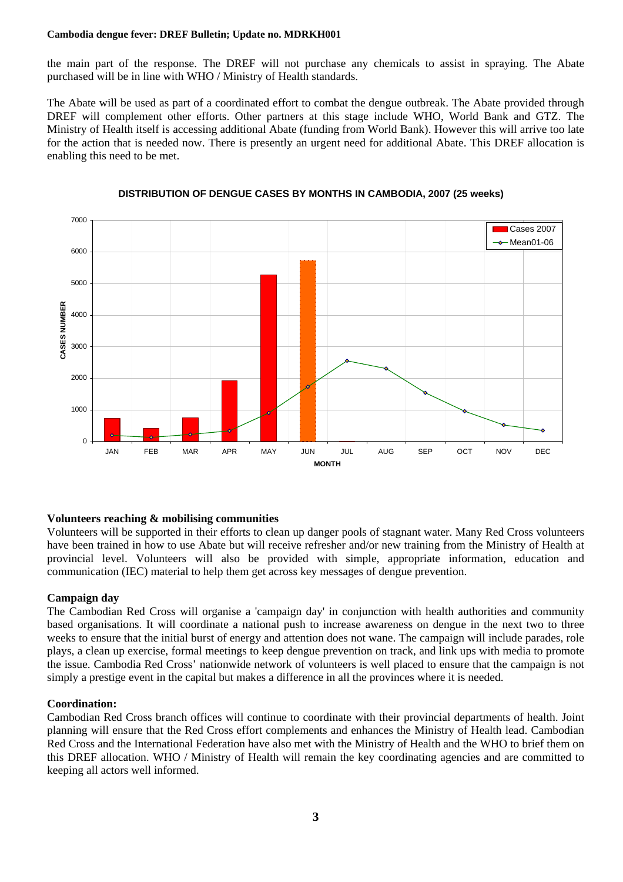the main part of the response. The DREF will not purchase any chemicals to assist in spraying. The Abate purchased will be in line with WHO / Ministry of Health standards.

The Abate will be used as part of a coordinated effort to combat the dengue outbreak. The Abate provided through DREF will complement other efforts. Other partners at this stage include WHO, World Bank and GTZ. The Ministry of Health itself is accessing additional Abate (funding from World Bank). However this will arrive too late for the action that is needed now. There is presently an urgent need for additional Abate. This DREF allocation is enabling this need to be met.

**DISTRIBUTION OF DENGUE CASES BY MONTHS IN CAMBODIA, 2007 (25 weeks)**

### Volunteers reaching & mobilising communities

Volunteers will be supported in their efforts to clean up danger pools of stagnant water. Many Red Cross volunteers have been trained in how to use Abate but will receive refresher and/or new training from the Ministry of Health at provincial level. Volunteers will also be provided with simple, appropriate information, education and communication (IEC) material to help them get across key messages of dengue prevention.

### Campaign day

The Cambodian Red Cross will organise a 'campaign day' in conjunction with health authorities and community based organisations. It will coordinate a national push to increase awareness on dengue in the next two to three weeks to ensure that the initial burst of energy and attention does not wane. The campaign will include parades, role plays, a clean up exercise, formal meetings to keep dengue prevention on track, and link ups with media to promote the issue. Cambodia Red Cross' nationwide network of volunteers is well placed to ensure that the campaign is not simply a prestige event in the capital but makes a difference in all the provinces where it is needed.

### Coordination:

Cambodian Red Cross branch offices will continue to coordinate with their provincial departments of health. Joint planning will ensure that the Red Cross effort complements and enhances the Ministry of Health lead. Cambodian Red Cross and the International Federation have also met with the Ministry of Health and the WHO to brief them on this DREF allocation. WHO / Ministry of Health will remain the key coordinating agencies and are committed to keeping all actors well informed.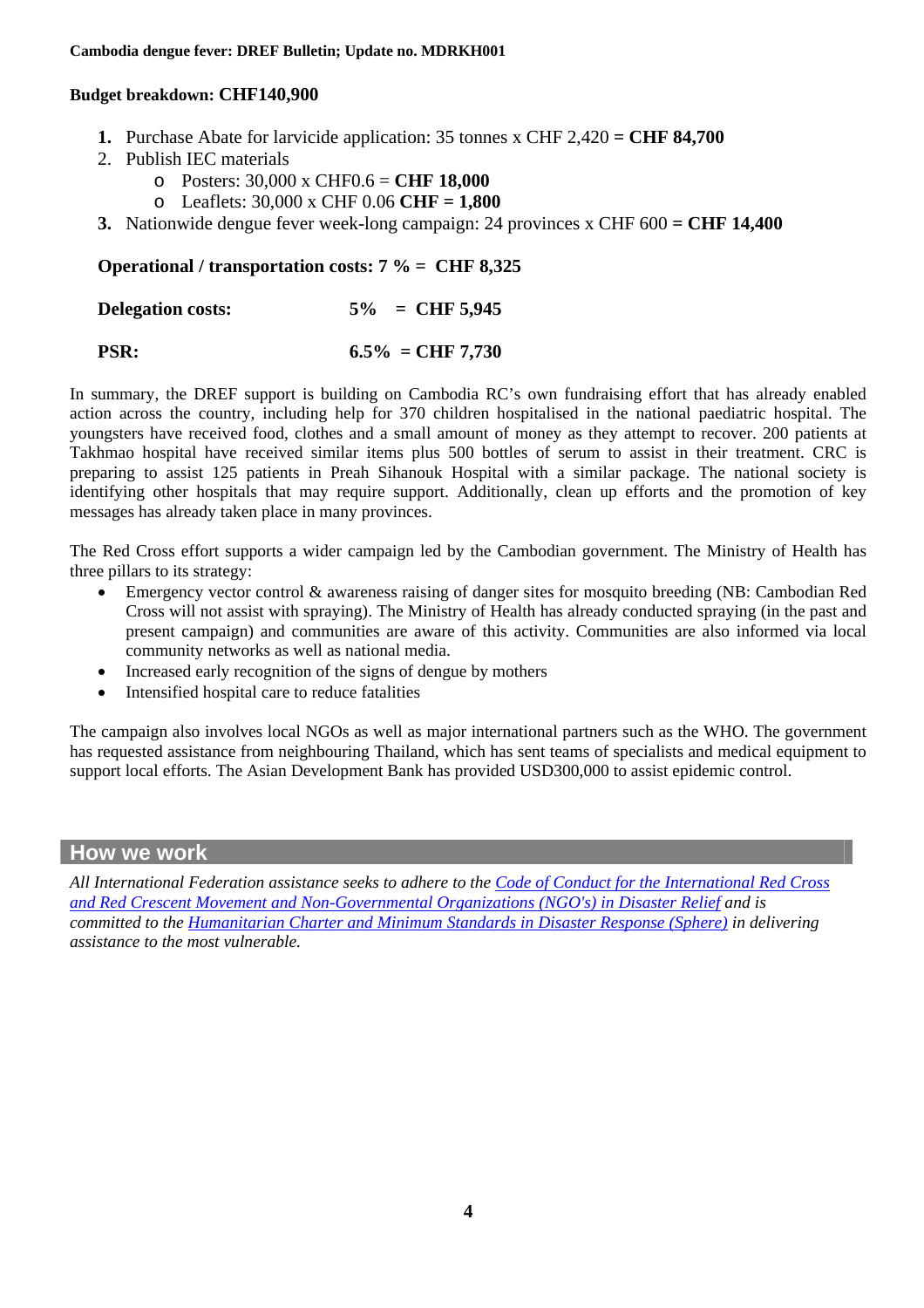**Budget breakdown: CHF140,900**

1. Purchase Abate for larvicide application: 35 tonnes x CHF 2,420 **= CHF 84,700**
2. Publish IEC materials
   - Posters: 30,000 x CHF0.6 = **CHF 18,000**
   - Leaflets: 30,000 x CHF 0.06 **CHF = 1,800**
3. Nationwide dengue fever week-long campaign: 24 provinces x CHF 600 **= CHF 14,400**

**Operational / transportation costs: 7 % = CHF 8,325**

**Delegation costs: 5% = CHF 5,945**

**PSR: 6.5% = CHF 7,730**

In summary, the DREF support is building on Cambodia RC's own fundraising effort that has already enabled action across the country, including help for 370 children hospitalised in the national paediatric hospital. The youngsters have received food, clothes and a small amount of money as they attempt to recover. 200 patients at Takhmao hospital have received similar items plus 500 bottles of serum to assist in their treatment. CRC is preparing to assist 125 patients in Preah Sihanouk Hospital with a similar package. The national society is identifying other hospitals that may require support. Additionally, clean up efforts and the promotion of key messages has already taken place in many provinces.

The Red Cross effort supports a wider campaign led by the Cambodian government. The Ministry of Health has three pillars to its strategy:

- Emergency vector control & awareness raising of danger sites for mosquito breeding (NB: Cambodian Red Cross will not assist with spraying). The Ministry of Health has already conducted spraying (in the past and present campaign) and communities are aware of this activity. Communities are also informed via local community networks as well as national media.
- Increased early recognition of the signs of dengue by mothers
- Intensified hospital care to reduce fatalities

The campaign also involves local NGOs as well as major international partners such as the WHO. The government has requested assistance from neighbouring Thailand, which has sent teams of specialists and medical equipment to support local efforts. The Asian Development Bank has provided USD300,000 to assist epidemic control.

## How we work

*All International Federation assistance seeks to adhere to the Code of Conduct for the International Red Cross and Red Crescent Movement and Non-Governmental Organizations (NGO's) in Disaster Relief and is committed to the Humanitarian Charter and Minimum Standards in Disaster Response (Sphere) in delivering assistance to the most vulnerable.*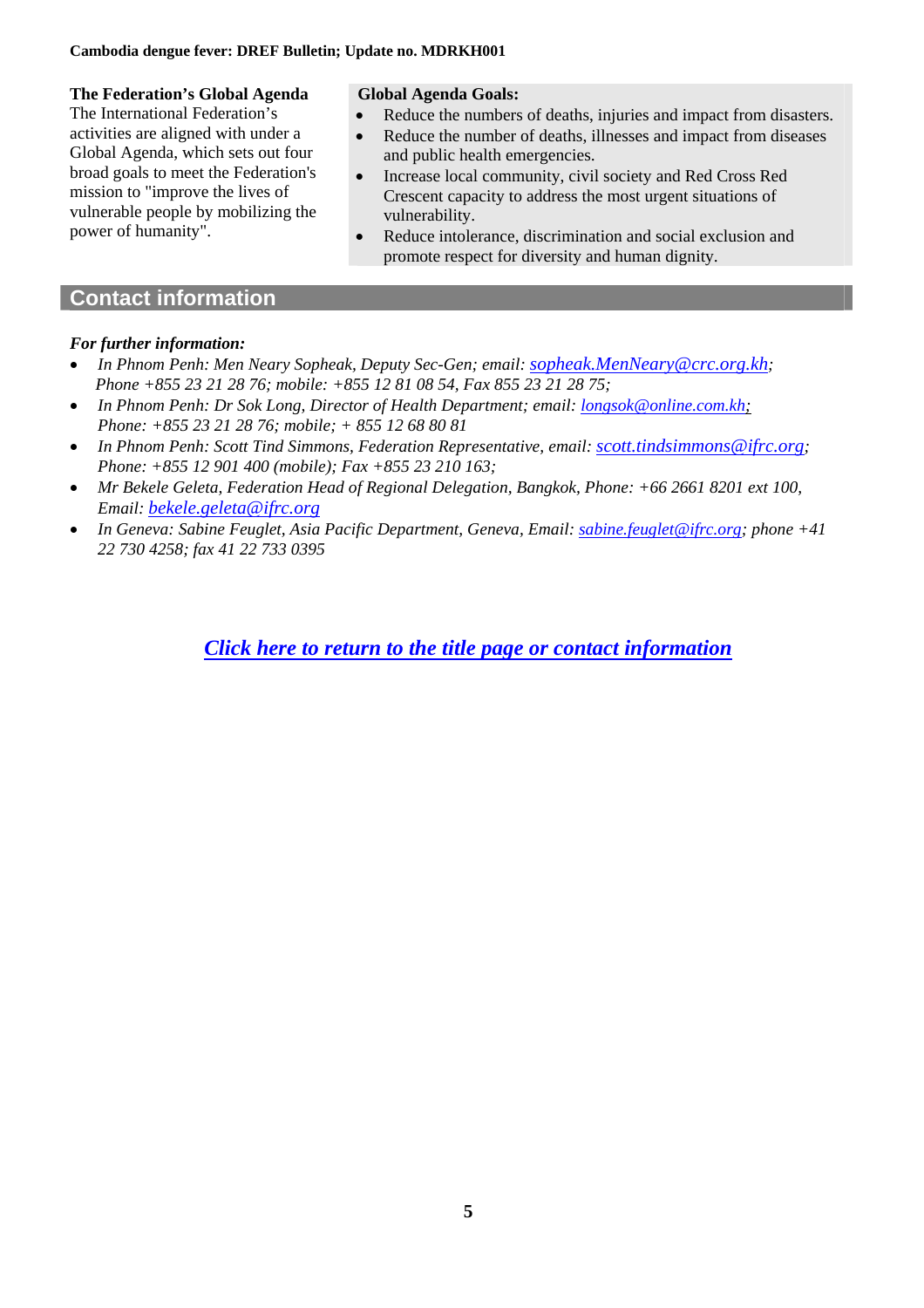**The Federation's Global Agenda**

The International Federation's activities are aligned with under a Global Agenda, which sets out four broad goals to meet the Federation's mission to "improve the lives of vulnerable people by mobilizing the power of humanity".

**Global Agenda Goals:**

- Reduce the numbers of deaths, injuries and impact from disasters.
- Reduce the number of deaths, illnesses and impact from diseases and public health emergencies.
- Increase local community, civil society and Red Cross Red Crescent capacity to address the most urgent situations of vulnerability.
- Reduce intolerance, discrimination and social exclusion and promote respect for diversity and human dignity.

## Contact information

***For further information:***

- *In Phnom Penh: Men Neary Sopheak, Deputy Sec-Gen; email: sopheak.MenNeary@crc.org.kh; Phone +855 23 21 28 76; mobile: +855 12 81 08 54, Fax 855 23 21 28 75;*
- *In Phnom Penh: Dr Sok Long, Director of Health Department; email: longsok@online.com.kh; Phone: +855 23 21 28 76; mobile; + 855 12 68 80 81*
- *In Phnom Penh: Scott Tind Simmons, Federation Representative, email: scott.tindsimmons@ifrc.org; Phone: +855 12 901 400 (mobile); Fax +855 23 210 163;*
- *Mr Bekele Geleta, Federation Head of Regional Delegation, Bangkok, Phone: +66 2661 8201 ext 100, Email: bekele.geleta@ifrc.org*
- *In Geneva: Sabine Feuglet, Asia Pacific Department, Geneva, Email: sabine.feuglet@ifrc.org; phone +41 22 730 4258; fax 41 22 733 0395*

***Click here to return to the title page or contact information***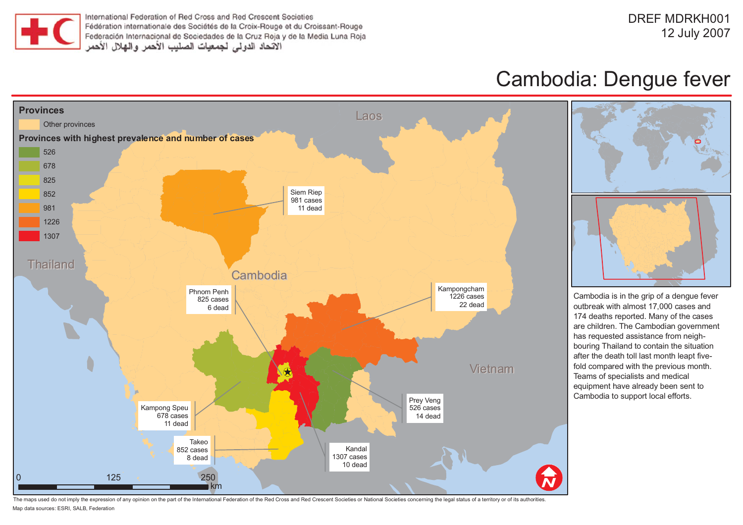International Federation of Red Cross and Red Crescent Societies
Fédération internationale des Sociétés de la Croix-Rouge et du Croissant-Rouge
Federación Internacional de Sociedades de la Cruz Roja y de la Media Luna Roja
الاتحاد الدولي لجمعيات الصليب الأحمر والهلال الأحمر

DREF MDRKH001
12 July 2007

# Cambodia: Dengue fever

**Provinces**

Other provinces

**Provinces with highest prevalence and number of cases**

526
678
825
852
981
1226
1307

Laos
Thailand
Cambodia
Vietnam

Siem Riep
981 cases
11 dead

Phnom Penh
825 cases
6 dead

Kampongcham
1226 cases
22 dead

Kampong Speu
678 cases
11 dead

Prey Veng
526 cases
14 dead

Takeo
852 cases
8 dead

Kandal
1307 cases
10 dead

0 125 250
km

Cambodia is in the grip of a dengue fever outbreak with almost 17,000 cases and 174 deaths reported. Many of the cases are children. The Cambodian government has requested assistance from neighbouring Thailand to contain the situation after the death toll last month leapt five-fold compared with the previous month. Teams of specialists and medical equipment have already been sent to Cambodia to support local efforts.

The maps used do not imply the expression of any opinion on the part of the International Federation of the Red Cross and Red Crescent Societies or National Societies concerning the legal status of a territory or of its authorities.
Map data sources: ESRI, SALB, Federation